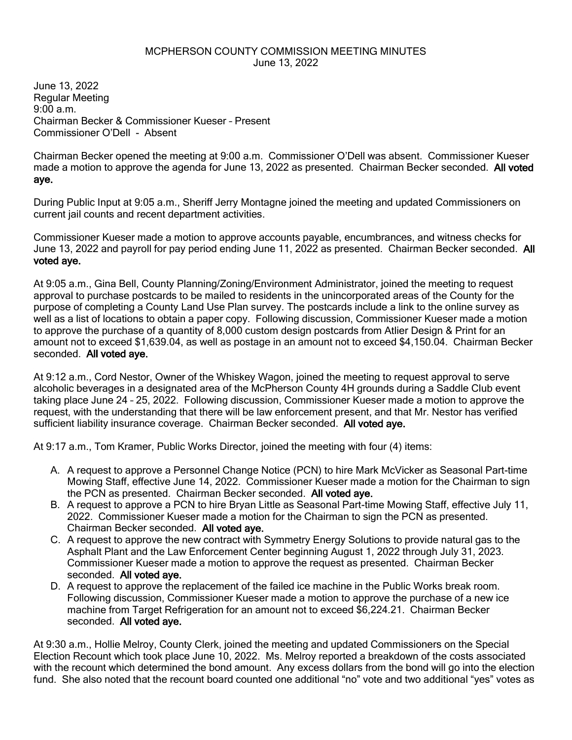# MCPHERSON COUNTY COMMISSION MEETING MINUTES
June 13, 2022

June 13, 2022
Regular Meeting
9:00 a.m.
Chairman Becker & Commissioner Kueser – Present
Commissioner O'Dell - Absent

Chairman Becker opened the meeting at 9:00 a.m. Commissioner O'Dell was absent. Commissioner Kueser made a motion to approve the agenda for June 13, 2022 as presented. Chairman Becker seconded. **All voted aye.**

During Public Input at 9:05 a.m., Sheriff Jerry Montagne joined the meeting and updated Commissioners on current jail counts and recent department activities.

Commissioner Kueser made a motion to approve accounts payable, encumbrances, and witness checks for June 13, 2022 and payroll for pay period ending June 11, 2022 as presented. Chairman Becker seconded. **All voted aye.**

At 9:05 a.m., Gina Bell, County Planning/Zoning/Environment Administrator, joined the meeting to request approval to purchase postcards to be mailed to residents in the unincorporated areas of the County for the purpose of completing a County Land Use Plan survey. The postcards include a link to the online survey as well as a list of locations to obtain a paper copy. Following discussion, Commissioner Kueser made a motion to approve the purchase of a quantity of 8,000 custom design postcards from Atlier Design & Print for an amount not to exceed $1,639.04, as well as postage in an amount not to exceed $4,150.04. Chairman Becker seconded. **All voted aye.**

At 9:12 a.m., Cord Nestor, Owner of the Whiskey Wagon, joined the meeting to request approval to serve alcoholic beverages in a designated area of the McPherson County 4H grounds during a Saddle Club event taking place June 24 – 25, 2022. Following discussion, Commissioner Kueser made a motion to approve the request, with the understanding that there will be law enforcement present, and that Mr. Nestor has verified sufficient liability insurance coverage. Chairman Becker seconded. **All voted aye.**

At 9:17 a.m., Tom Kramer, Public Works Director, joined the meeting with four (4) items:

A. A request to approve a Personnel Change Notice (PCN) to hire Mark McVicker as Seasonal Part-time Mowing Staff, effective June 14, 2022. Commissioner Kueser made a motion for the Chairman to sign the PCN as presented. Chairman Becker seconded. **All voted aye.**
B. A request to approve a PCN to hire Bryan Little as Seasonal Part-time Mowing Staff, effective July 11, 2022. Commissioner Kueser made a motion for the Chairman to sign the PCN as presented. Chairman Becker seconded. **All voted aye.**
C. A request to approve the new contract with Symmetry Energy Solutions to provide natural gas to the Asphalt Plant and the Law Enforcement Center beginning August 1, 2022 through July 31, 2023. Commissioner Kueser made a motion to approve the request as presented. Chairman Becker seconded. **All voted aye.**
D. A request to approve the replacement of the failed ice machine in the Public Works break room. Following discussion, Commissioner Kueser made a motion to approve the purchase of a new ice machine from Target Refrigeration for an amount not to exceed $6,224.21. Chairman Becker seconded. **All voted aye.**

At 9:30 a.m., Hollie Melroy, County Clerk, joined the meeting and updated Commissioners on the Special Election Recount which took place June 10, 2022. Ms. Melroy reported a breakdown of the costs associated with the recount which determined the bond amount. Any excess dollars from the bond will go into the election fund. She also noted that the recount board counted one additional "no" vote and two additional "yes" votes as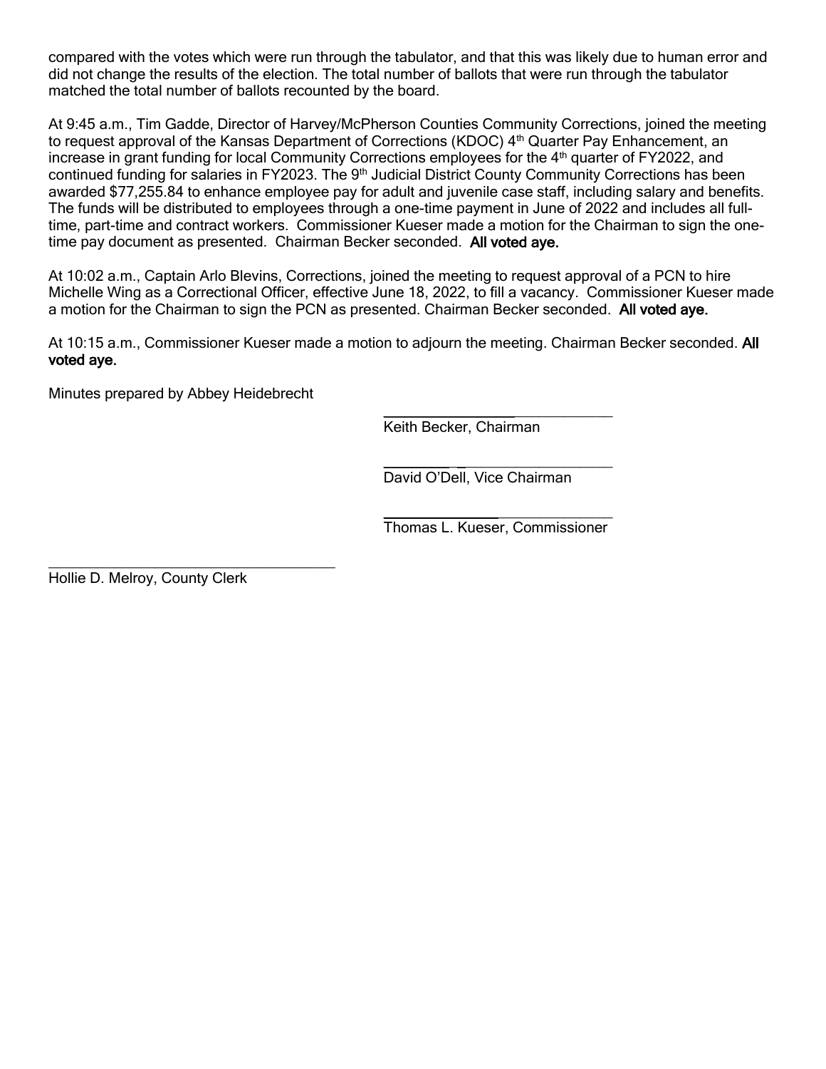compared with the votes which were run through the tabulator, and that this was likely due to human error and did not change the results of the election. The total number of ballots that were run through the tabulator matched the total number of ballots recounted by the board.

At 9:45 a.m., Tim Gadde, Director of Harvey/McPherson Counties Community Corrections, joined the meeting to request approval of the Kansas Department of Corrections (KDOC) 4th Quarter Pay Enhancement, an increase in grant funding for local Community Corrections employees for the 4th quarter of FY2022, and continued funding for salaries in FY2023. The 9th Judicial District County Community Corrections has been awarded $77,255.84 to enhance employee pay for adult and juvenile case staff, including salary and benefits. The funds will be distributed to employees through a one-time payment in June of 2022 and includes all full-time, part-time and contract workers. Commissioner Kueser made a motion for the Chairman to sign the one-time pay document as presented. Chairman Becker seconded. **All voted aye.**

At 10:02 a.m., Captain Arlo Blevins, Corrections, joined the meeting to request approval of a PCN to hire Michelle Wing as a Correctional Officer, effective June 18, 2022, to fill a vacancy. Commissioner Kueser made a motion for the Chairman to sign the PCN as presented. Chairman Becker seconded. **All voted aye.**

At 10:15 a.m., Commissioner Kueser made a motion to adjourn the meeting. Chairman Becker seconded. **All voted aye.**

Minutes prepared by Abbey Heidebrecht

______________________________
Keith Becker, Chairman

______________________________
David O'Dell, Vice Chairman

______________________________
Thomas L. Kueser, Commissioner

______________________________
Hollie D. Melroy, County Clerk